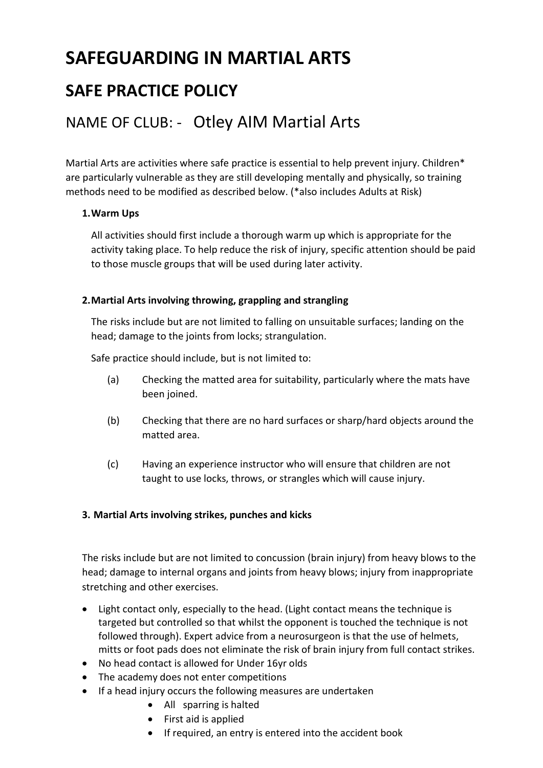# SAFEGUARDING IN MARTIAL ARTS

## SAFE PRACTICE POLICY

## NAME OF CLUB: - Otley AIM Martial Arts

Martial Arts are activities where safe practice is essential to help prevent injury. Children* are particularly vulnerable as they are still developing mentally and physically, so training methods need to be modified as described below. (*also includes Adults at Risk)

**1. Warm Ups**

All activities should first include a thorough warm up which is appropriate for the activity taking place. To help reduce the risk of injury, specific attention should be paid to those muscle groups that will be used during later activity.

**2. Martial Arts involving throwing, grappling and strangling**

The risks include but are not limited to falling on unsuitable surfaces; landing on the head; damage to the joints from locks; strangulation.

Safe practice should include, but is not limited to:

(a) Checking the matted area for suitability, particularly where the mats have been joined.

(b) Checking that there are no hard surfaces or sharp/hard objects around the matted area.

(c) Having an experience instructor who will ensure that children are not taught to use locks, throws, or strangles which will cause injury.

**3. Martial Arts involving strikes, punches and kicks**

The risks include but are not limited to concussion (brain injury) from heavy blows to the head; damage to internal organs and joints from heavy blows; injury from inappropriate stretching and other exercises.

- Light contact only, especially to the head. (Light contact means the technique is targeted but controlled so that whilst the opponent is touched the technique is not followed through). Expert advice from a neurosurgeon is that the use of helmets, mitts or foot pads does not eliminate the risk of brain injury from full contact strikes.
- No head contact is allowed for Under 16yr olds
- The academy does not enter competitions
- If a head injury occurs the following measures are undertaken
  - All sparring is halted
  - First aid is applied
  - If required, an entry is entered into the accident book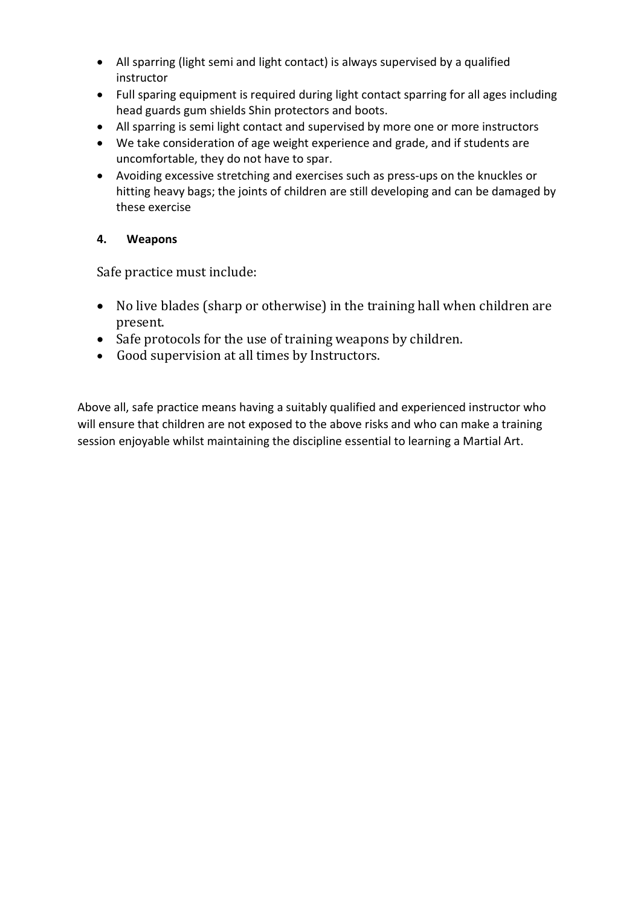- All sparring (light semi and light contact) is always supervised by a qualified instructor
- Full sparing equipment is required during light contact sparring for all ages including head guards gum shields Shin protectors and boots.
- All sparring is semi light contact and supervised by more one or more instructors
- We take consideration of age weight experience and grade, and if students are uncomfortable, they do not have to spar.
- Avoiding excessive stretching and exercises such as press-ups on the knuckles or hitting heavy bags; the joints of children are still developing and can be damaged by these exercise

**4. Weapons**

Safe practice must include:

- No live blades (sharp or otherwise) in the training hall when children are present.
- Safe protocols for the use of training weapons by children.
- Good supervision at all times by Instructors.

Above all, safe practice means having a suitably qualified and experienced instructor who will ensure that children are not exposed to the above risks and who can make a training session enjoyable whilst maintaining the discipline essential to learning a Martial Art.